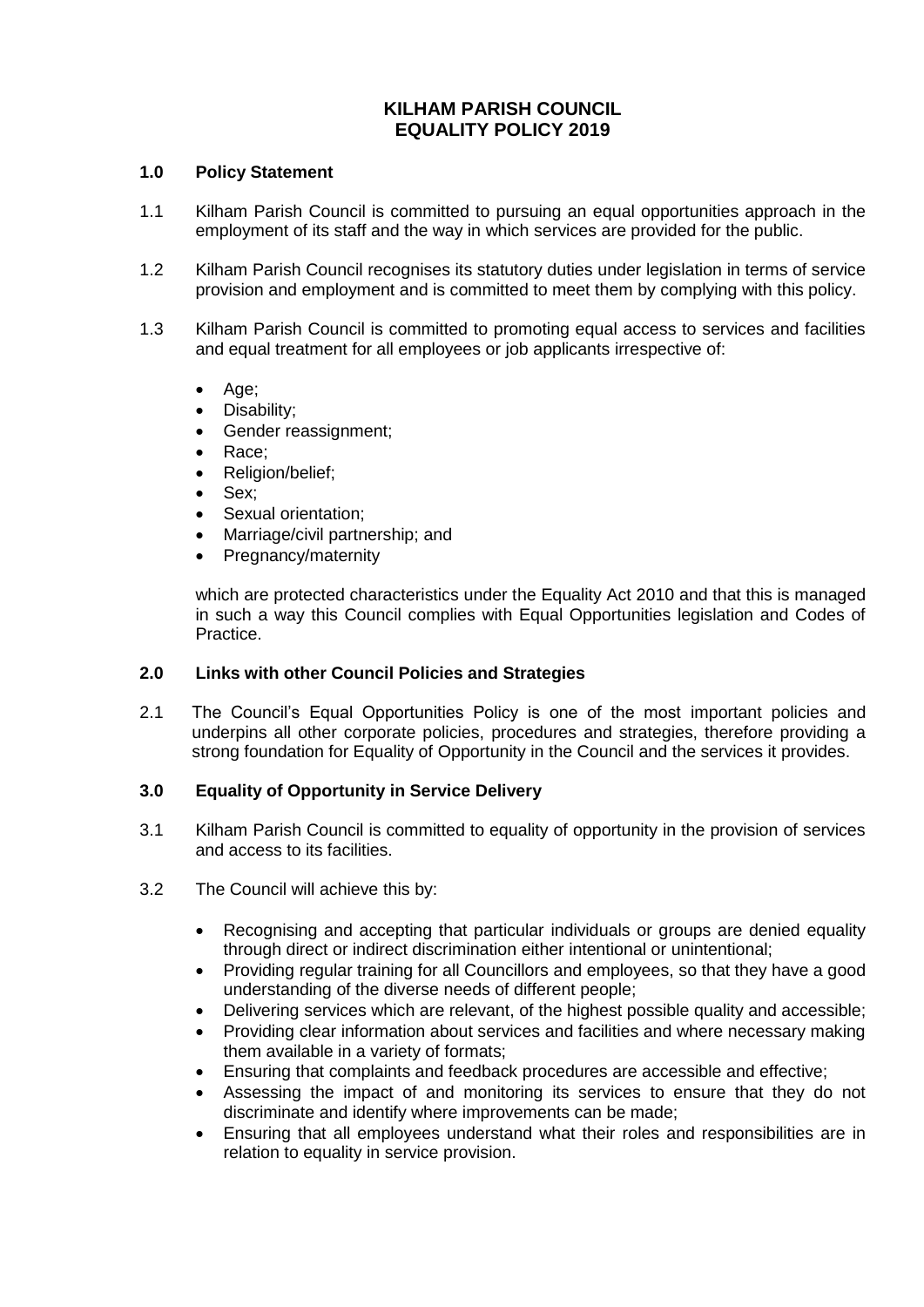# KILHAM PARISH COUNCIL
# EQUALITY POLICY 2019

## 1.0 Policy Statement

1.1 Kilham Parish Council is committed to pursuing an equal opportunities approach in the employment of its staff and the way in which services are provided for the public.

1.2 Kilham Parish Council recognises its statutory duties under legislation in terms of service provision and employment and is committed to meet them by complying with this policy.

1.3 Kilham Parish Council is committed to promoting equal access to services and facilities and equal treatment for all employees or job applicants irrespective of:

- Age;
- Disability;
- Gender reassignment;
- Race;
- Religion/belief;
- Sex;
- Sexual orientation;
- Marriage/civil partnership; and
- Pregnancy/maternity

which are protected characteristics under the Equality Act 2010 and that this is managed in such a way this Council complies with Equal Opportunities legislation and Codes of Practice.

## 2.0 Links with other Council Policies and Strategies

2.1 The Council's Equal Opportunities Policy is one of the most important policies and underpins all other corporate policies, procedures and strategies, therefore providing a strong foundation for Equality of Opportunity in the Council and the services it provides.

## 3.0 Equality of Opportunity in Service Delivery

3.1 Kilham Parish Council is committed to equality of opportunity in the provision of services and access to its facilities.

3.2 The Council will achieve this by:

- Recognising and accepting that particular individuals or groups are denied equality through direct or indirect discrimination either intentional or unintentional;
- Providing regular training for all Councillors and employees, so that they have a good understanding of the diverse needs of different people;
- Delivering services which are relevant, of the highest possible quality and accessible;
- Providing clear information about services and facilities and where necessary making them available in a variety of formats;
- Ensuring that complaints and feedback procedures are accessible and effective;
- Assessing the impact of and monitoring its services to ensure that they do not discriminate and identify where improvements can be made;
- Ensuring that all employees understand what their roles and responsibilities are in relation to equality in service provision.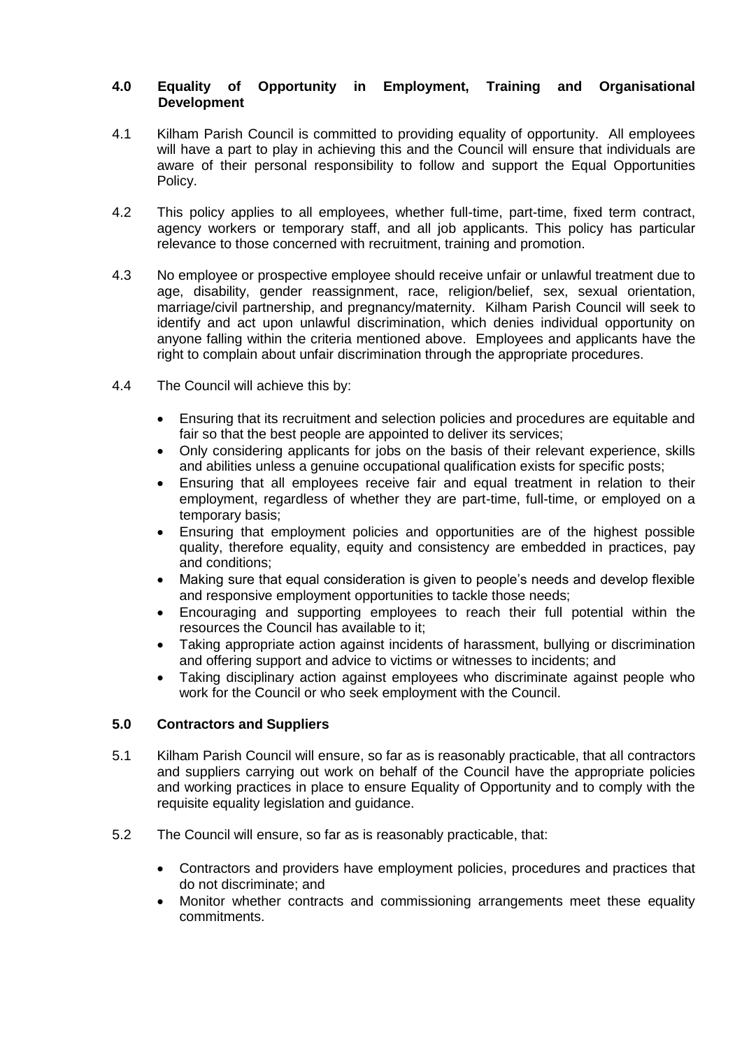## 4.0 Equality of Opportunity in Employment, Training and Organisational Development

4.1 Kilham Parish Council is committed to providing equality of opportunity. All employees will have a part to play in achieving this and the Council will ensure that individuals are aware of their personal responsibility to follow and support the Equal Opportunities Policy.

4.2 This policy applies to all employees, whether full-time, part-time, fixed term contract, agency workers or temporary staff, and all job applicants. This policy has particular relevance to those concerned with recruitment, training and promotion.

4.3 No employee or prospective employee should receive unfair or unlawful treatment due to age, disability, gender reassignment, race, religion/belief, sex, sexual orientation, marriage/civil partnership, and pregnancy/maternity. Kilham Parish Council will seek to identify and act upon unlawful discrimination, which denies individual opportunity on anyone falling within the criteria mentioned above. Employees and applicants have the right to complain about unfair discrimination through the appropriate procedures.

4.4 The Council will achieve this by:

- Ensuring that its recruitment and selection policies and procedures are equitable and fair so that the best people are appointed to deliver its services;
- Only considering applicants for jobs on the basis of their relevant experience, skills and abilities unless a genuine occupational qualification exists for specific posts;
- Ensuring that all employees receive fair and equal treatment in relation to their employment, regardless of whether they are part-time, full-time, or employed on a temporary basis;
- Ensuring that employment policies and opportunities are of the highest possible quality, therefore equality, equity and consistency are embedded in practices, pay and conditions;
- Making sure that equal consideration is given to people's needs and develop flexible and responsive employment opportunities to tackle those needs;
- Encouraging and supporting employees to reach their full potential within the resources the Council has available to it;
- Taking appropriate action against incidents of harassment, bullying or discrimination and offering support and advice to victims or witnesses to incidents; and
- Taking disciplinary action against employees who discriminate against people who work for the Council or who seek employment with the Council.

## 5.0 Contractors and Suppliers

5.1 Kilham Parish Council will ensure, so far as is reasonably practicable, that all contractors and suppliers carrying out work on behalf of the Council have the appropriate policies and working practices in place to ensure Equality of Opportunity and to comply with the requisite equality legislation and guidance.

5.2 The Council will ensure, so far as is reasonably practicable, that:

- Contractors and providers have employment policies, procedures and practices that do not discriminate; and
- Monitor whether contracts and commissioning arrangements meet these equality commitments.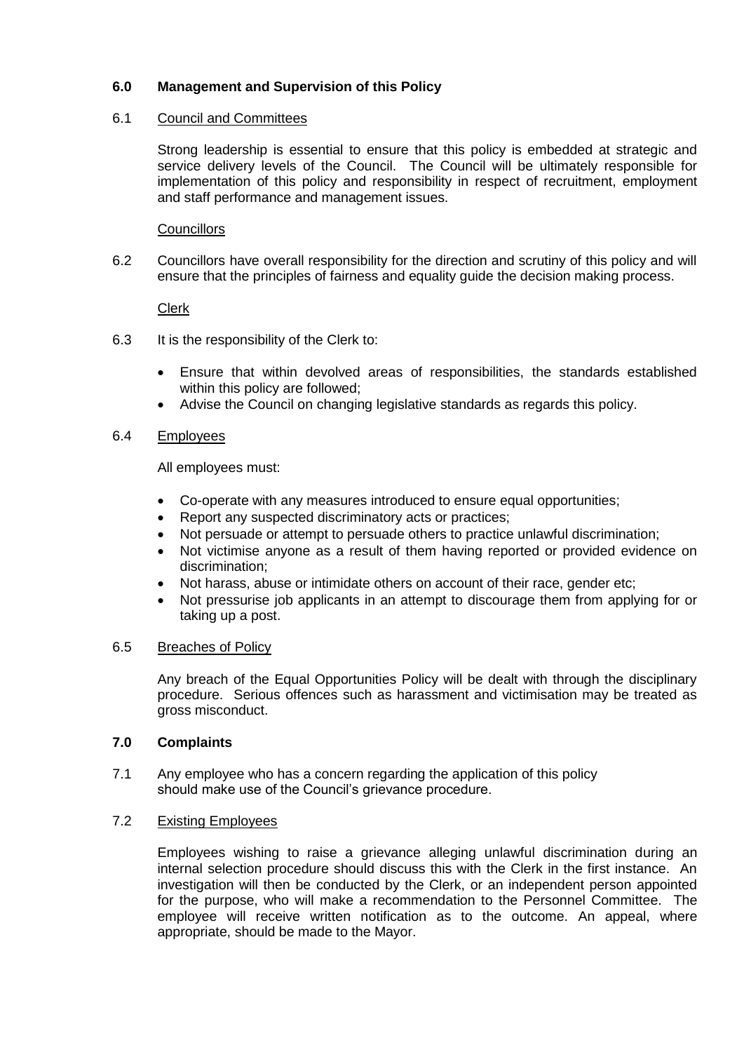## 6.0 Management and Supervision of this Policy

6.1 Council and Committees

Strong leadership is essential to ensure that this policy is embedded at strategic and service delivery levels of the Council. The Council will be ultimately responsible for implementation of this policy and responsibility in respect of recruitment, employment and staff performance and management issues.

Councillors

6.2 Councillors have overall responsibility for the direction and scrutiny of this policy and will ensure that the principles of fairness and equality guide the decision making process.

Clerk

6.3 It is the responsibility of the Clerk to:

- Ensure that within devolved areas of responsibilities, the standards established within this policy are followed;
- Advise the Council on changing legislative standards as regards this policy.

6.4 Employees

All employees must:

- Co-operate with any measures introduced to ensure equal opportunities;
- Report any suspected discriminatory acts or practices;
- Not persuade or attempt to persuade others to practice unlawful discrimination;
- Not victimise anyone as a result of them having reported or provided evidence on discrimination;
- Not harass, abuse or intimidate others on account of their race, gender etc;
- Not pressurise job applicants in an attempt to discourage them from applying for or taking up a post.

6.5 Breaches of Policy

Any breach of the Equal Opportunities Policy will be dealt with through the disciplinary procedure. Serious offences such as harassment and victimisation may be treated as gross misconduct.

## 7.0 Complaints

7.1 Any employee who has a concern regarding the application of this policy should make use of the Council's grievance procedure.

7.2 Existing Employees

Employees wishing to raise a grievance alleging unlawful discrimination during an internal selection procedure should discuss this with the Clerk in the first instance. An investigation will then be conducted by the Clerk, or an independent person appointed for the purpose, who will make a recommendation to the Personnel Committee. The employee will receive written notification as to the outcome. An appeal, where appropriate, should be made to the Mayor.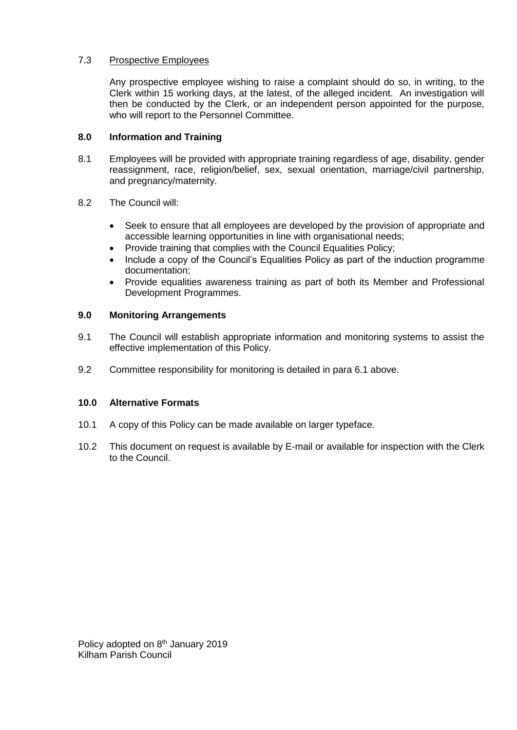7.3 Prospective Employees

Any prospective employee wishing to raise a complaint should do so, in writing, to the Clerk within 15 working days, at the latest, of the alleged incident. An investigation will then be conducted by the Clerk, or an independent person appointed for the purpose, who will report to the Personnel Committee.

**8.0 Information and Training**

8.1 Employees will be provided with appropriate training regardless of age, disability, gender reassignment, race, religion/belief, sex, sexual orientation, marriage/civil partnership, and pregnancy/maternity.

8.2 The Council will:

- Seek to ensure that all employees are developed by the provision of appropriate and accessible learning opportunities in line with organisational needs;
- Provide training that complies with the Council Equalities Policy;
- Include a copy of the Council's Equalities Policy as part of the induction programme documentation;
- Provide equalities awareness training as part of both its Member and Professional Development Programmes.

**9.0 Monitoring Arrangements**

9.1 The Council will establish appropriate information and monitoring systems to assist the effective implementation of this Policy.

9.2 Committee responsibility for monitoring is detailed in para 6.1 above.

**10.0 Alternative Formats**

10.1 A copy of this Policy can be made available on larger typeface.

10.2 This document on request is available by E-mail or available for inspection with the Clerk to the Council.

Policy adopted on 8th January 2019
Kilham Parish Council